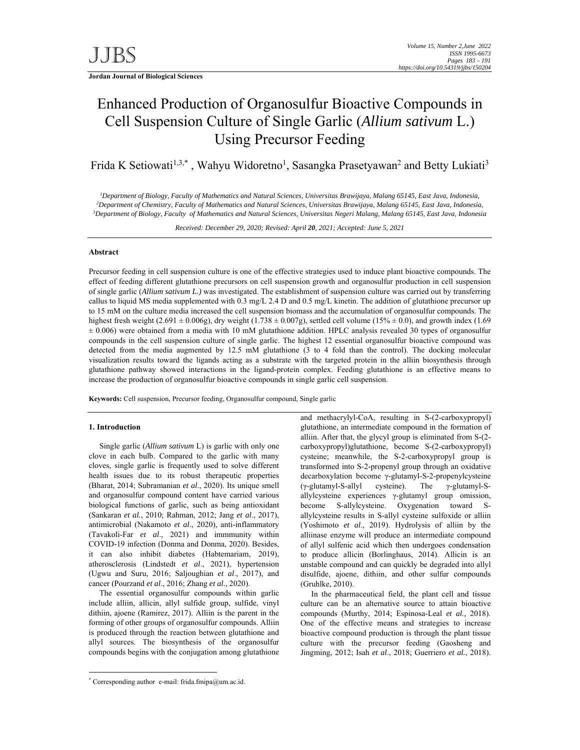# Enhanced Production of Organosulfur Bioactive Compounds in Cell Suspension Culture of Single Garlic (*Allium sativum* L.) Using Precursor Feeding

Frida K Setiowati[1,3,*] , Wahyu Widoretno[1], Sasangka Prasetyawan[2] and Betty Lukiati[3]

[1]*Department of Biology, Faculty of Mathematics and Natural Sciences, Universitas Brawijaya, Malang 65145, East Java, Indonesia,*
[2]*Department of Chemistry, Faculty of Mathematics and Natural Sciences, Universitas Brawijaya, Malang 65145, East Java, Indonesia,*
[3]*Department of Biology, Faculty of Mathematics and Natural Sciences, Universitas Negeri Malang, Malang 65145, East Java, Indonesia*

*Received: December 29, 2020; Revised: April **20**, 2021; Accepted: June 5, 2021*

## Abstract

Precursor feeding in cell suspension culture is one of the effective strategies used to induce plant bioactive compounds. The effect of feeding different glutathione precursors on cell suspension growth and organosulfur production in cell suspension of single garlic (*Allium sativum L.)* was investigated. The establishment of suspension culture was carried out by transferring callus to liquid MS media supplemented with 0.3 mg/L 2.4 D and 0.5 mg/L kinetin. The addition of glutathione precursor up to 15 mM on the culture media increased the cell suspension biomass and the accumulation of organosulfur compounds. The highest fresh weight (2.691 ± 0.006g), dry weight (1.738 ± 0.007g), settled cell volume (15% ± 0.0), and growth index (1.69 ± 0.006) were obtained from a media with 10 mM glutathione addition. HPLC analysis revealed 30 types of organosulfur compounds in the cell suspension culture of single garlic. The highest 12 essential organosulfur bioactive compound was detected from the media augmented by 12.5 mM glutathione (3 to 4 fold than the control). The docking molecular visualization results toward the ligands acting as a substrate with the targeted protein in the alliin biosynthesis through glutathione pathway showed interactions in the ligand-protein complex. Feeding glutathione is an effective means to increase the production of organosulfur bioactive compounds in single garlic cell suspension.

**Keywords:** Cell suspension, Precursor feeding, Organosulfur compound, Single garlic

## 1. Introduction

Single garlic (*Allium sativum* L) is garlic with only one clove in each bulb. Compared to the garlic with many cloves, single garlic is frequently used to solve different health issues due to its robust therapeutic properties (Bharat, 2014; Subramanian *et al*., 2020). Its unique smell and organosulfur compound content have carried various biological functions of garlic, such as being antioxidant (Sankaran *et al.*, 2010; Rahman, 2012; Jang *et al*., 2017), antimicrobial (Nakamoto *et al*., 2020), anti-inflammatory (Tavakoli-Far *et al*., 2021) and immmunity within COVID-19 infection (Donma and Donma, 2020). Besides, it can also inhibit diabetes (Habtemariam, 2019), atherosclerosis (Lindstedt *et al*., 2021), hypertension (Ugwu and Suru, 2016; Saljoughian *et al*., 2017), and cancer (Pourzand *et al*., 2016; Zhang *et al.,* 2020).

The essential organosulfur compounds within garlic include alliin, allicin, allyl sulfide group, sulfide, vinyl dithiin, ajoene (Ramirez, 2017). Alliin is the parent in the forming of other groups of organosulfur compounds. Alliin is produced through the reaction between glutathione and allyl sources. The biosynthesis of the organosulfur compounds begins with the conjugation among glutathione and methacrylyl-CoA, resulting in S-(2-carboxypropyl) glutathione, an intermediate compound in the formation of alliin. After that, the glycyl group is eliminated from S-(2-carboxypropyl)glutathione, become S-(2-carboxypropyl) cysteine; meanwhile, the S-2-carboxypropyl group is transformed into S-2-propenyl group through an oxidative decarboxylation become γ-glutamyl-S-2-propenylcysteine (γ-glutamyl-S-allyl cysteine). The γ-glutamyl-S-allylcysteine experiences γ-glutamyl group omission, become S-allylcysteine. Oxygenation toward S-allylcysteine results in S-allyl cysteine sulfoxide or alliin (Yoshimoto *et al*., 2019). Hydrolysis of alliin by the alliinase enzyme will produce an intermediate compound of allyl sulfenic acid which then undergoes condensation to produce allicin (Borlinghaus, 2014). Allicin is an unstable compound and can quickly be degraded into allyl disulfide, ajoene, dithiin, and other sulfur compounds (Gruhlke, 2010).

In the pharmaceutical field, the plant cell and tissue culture can be an alternative source to attain bioactive compounds (Murthy, 2014; Espinosa-Leal *et al.,* 2018). One of the effective means and strategies to increase bioactive compound production is through the plant tissue culture with the precursor feeding (Gaosheng and Jingming, 2012; Isah *et al*., 2018; Guerriero *et al.*, 2018).

[*] Corresponding author e-mail: frida.fmipa@um.ac.id.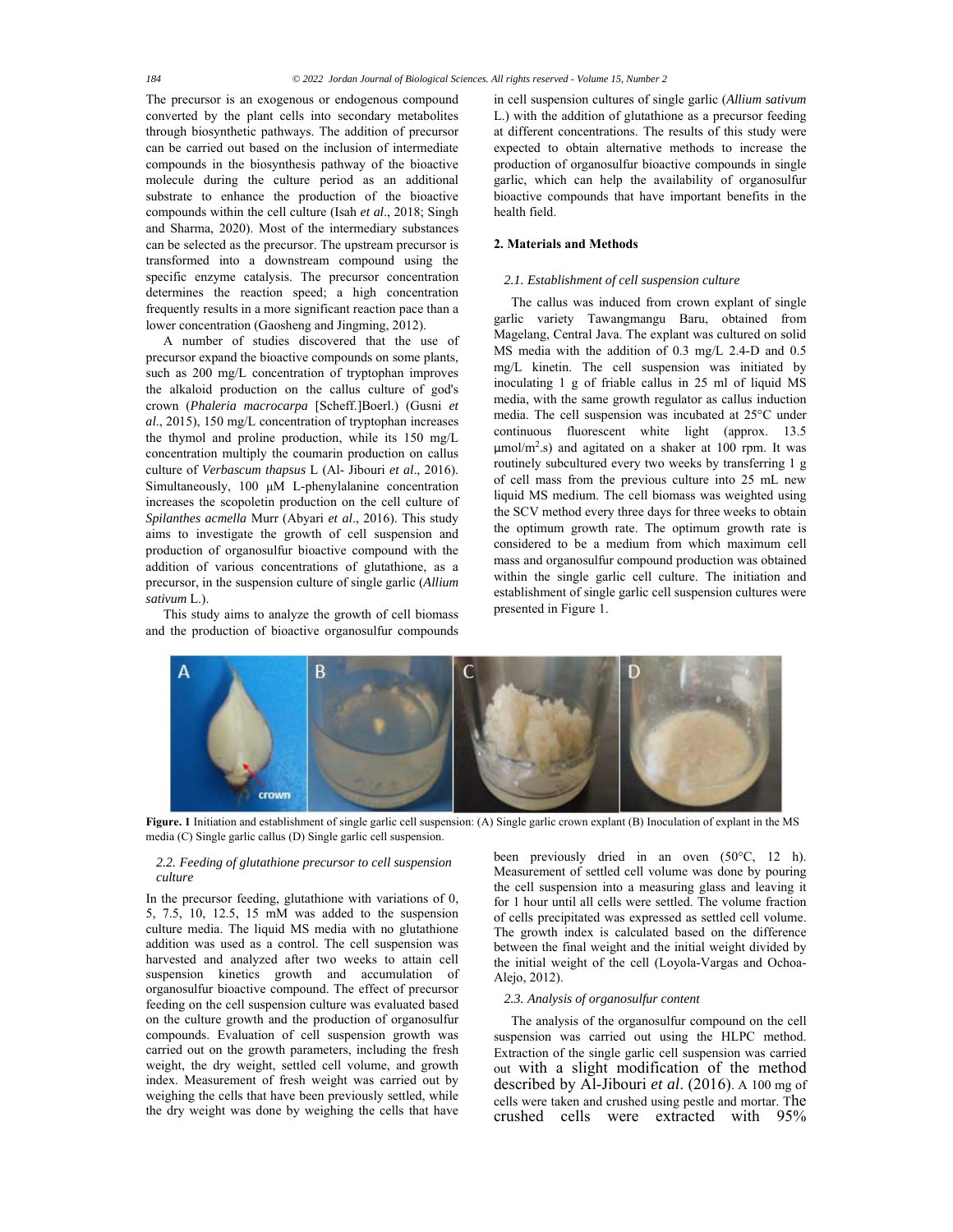The precursor is an exogenous or endogenous compound converted by the plant cells into secondary metabolites through biosynthetic pathways. The addition of precursor can be carried out based on the inclusion of intermediate compounds in the biosynthesis pathway of the bioactive molecule during the culture period as an additional substrate to enhance the production of the bioactive compounds within the cell culture (Isah *et al*., 2018; Singh and Sharma, 2020). Most of the intermediary substances can be selected as the precursor. The upstream precursor is transformed into a downstream compound using the specific enzyme catalysis. The precursor concentration determines the reaction speed; a high concentration frequently results in a more significant reaction pace than a lower concentration (Gaosheng and Jingming, 2012).

A number of studies discovered that the use of precursor expand the bioactive compounds on some plants, such as 200 mg/L concentration of tryptophan improves the alkaloid production on the callus culture of god's crown (*Phaleria macrocarpa* [Scheff.]Boerl.) (Gusni *et al*., 2015), 150 mg/L concentration of tryptophan increases the thymol and proline production, while its 150 mg/L concentration multiply the coumarin production on callus culture of *Verbascum thapsus* L (Al- Jibouri *et al*., 2016). Simultaneously, 100 μM L-phenylalanine concentration increases the scopoletin production on the cell culture of *Spilanthes acmella* Murr (Abyari *et al*., 2016). This study aims to investigate the growth of cell suspension and production of organosulfur bioactive compound with the addition of various concentrations of glutathione, as a precursor, in the suspension culture of single garlic (*Allium sativum* L.).

This study aims to analyze the growth of cell biomass and the production of bioactive organosulfur compounds in cell suspension cultures of single garlic (*Allium sativum* L.) with the addition of glutathione as a precursor feeding at different concentrations. The results of this study were expected to obtain alternative methods to increase the production of organosulfur bioactive compounds in single garlic, which can help the availability of organosulfur bioactive compounds that have important benefits in the health field.

## 2. Materials and Methods

### 2.1. Establishment of cell suspension culture

The callus was induced from crown explant of single garlic variety Tawangmangu Baru, obtained from Magelang, Central Java. The explant was cultured on solid MS media with the addition of 0.3 mg/L 2.4-D and 0.5 mg/L kinetin. The cell suspension was initiated by inoculating 1 g of friable callus in 25 ml of liquid MS media, with the same growth regulator as callus induction media. The cell suspension was incubated at 25°C under continuous fluorescent white light (approx. 13.5 $\mu mol/m^2.s$) and agitated on a shaker at 100 rpm. It was routinely subcultured every two weeks by transferring 1 g of cell mass from the previous culture into 25 mL new liquid MS medium. The cell biomass was weighted using the SCV method every three days for three weeks to obtain the optimum growth rate. The optimum growth rate is considered to be a medium from which maximum cell mass and organosulfur compound production was obtained within the single garlic cell culture. The initiation and establishment of single garlic cell suspension cultures were presented in Figure 1.

**Figure. 1** Initiation and establishment of single garlic cell suspension: (A) Single garlic crown explant (B) Inoculation of explant in the MS media (C) Single garlic callus (D) Single garlic cell suspension.

### 2.2. Feeding of glutathione precursor to cell suspension culture

In the precursor feeding, glutathione with variations of 0, 5, 7.5, 10, 12.5, 15 mM was added to the suspension culture media. The liquid MS media with no glutathione addition was used as a control. The cell suspension was harvested and analyzed after two weeks to attain cell suspension kinetics growth and accumulation of organosulfur bioactive compound. The effect of precursor feeding on the cell suspension culture was evaluated based on the culture growth and the production of organosulfur compounds. Evaluation of cell suspension growth was carried out on the growth parameters, including the fresh weight, the dry weight, settled cell volume, and growth index. Measurement of fresh weight was carried out by weighing the cells that have been previously settled, while the dry weight was done by weighing the cells that have been previously dried in an oven (50°C, 12 h). Measurement of settled cell volume was done by pouring the cell suspension into a measuring glass and leaving it for 1 hour until all cells were settled. The volume fraction of cells precipitated was expressed as settled cell volume. The growth index is calculated based on the difference between the final weight and the initial weight divided by the initial weight of the cell (Loyola-Vargas and Ochoa-Alejo, 2012).

### 2.3. Analysis of organosulfur content

The analysis of the organosulfur compound on the cell suspension was carried out using the HLPC method. Extraction of the single garlic cell suspension was carried out with a slight modification of the method described by Al-Jibouri *et al*. (2016). A 100 mg of cells were taken and crushed using pestle and mortar. The crushed cells were extracted with 95%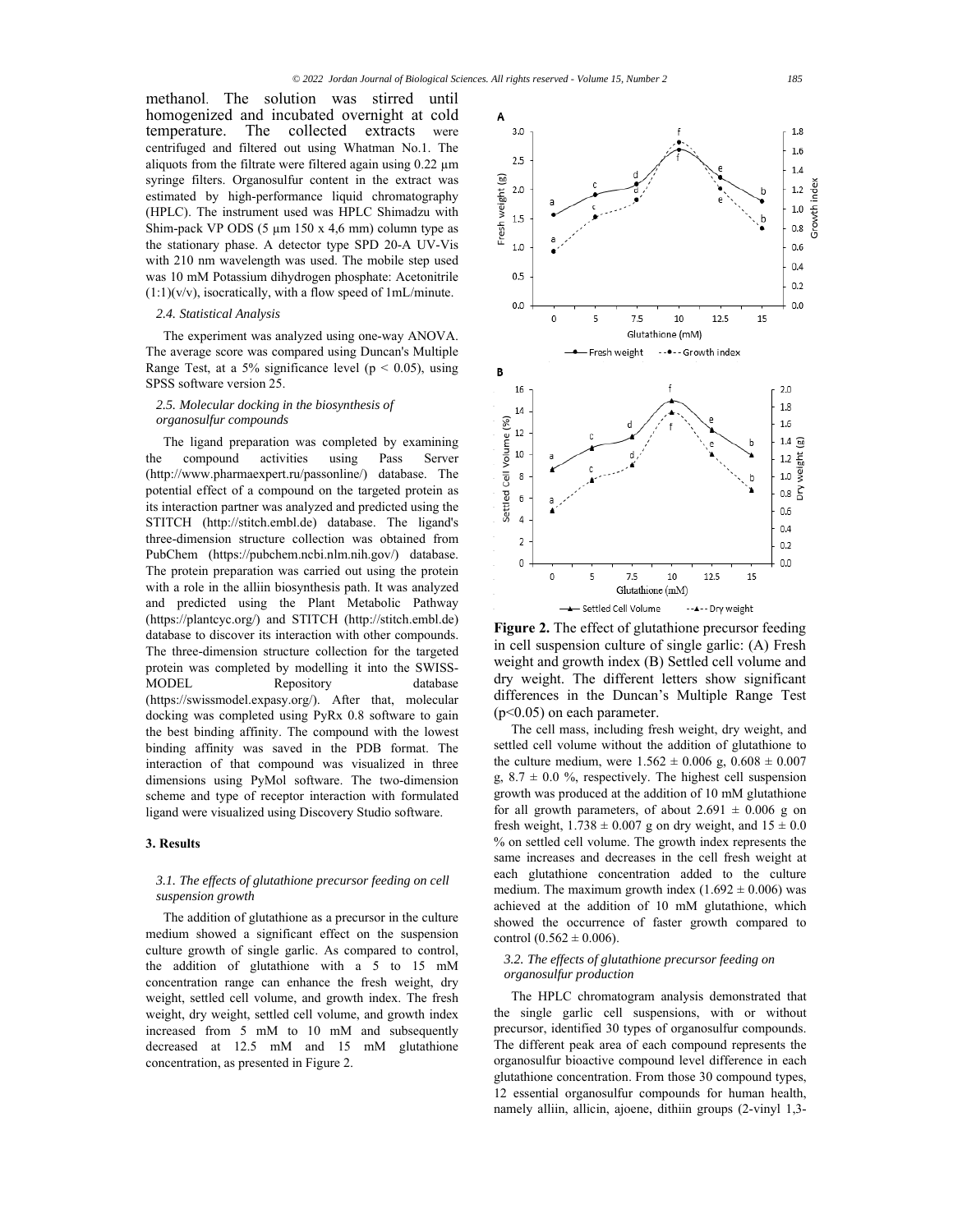methanol. The solution was stirred until homogenized and incubated overnight at cold temperature. The collected extracts were centrifuged and filtered out using Whatman No.1. The aliquots from the filtrate were filtered again using 0.22 µm syringe filters. Organosulfur content in the extract was estimated by high-performance liquid chromatography (HPLC). The instrument used was HPLC Shimadzu with Shim-pack VP ODS (5 µm 150 x 4,6 mm) column type as the stationary phase. A detector type SPD 20-A UV-Vis with 210 nm wavelength was used. The mobile step used was 10 mM Potassium dihydrogen phosphate: Acetonitrile (1:1)(v/v), isocratically, with a flow speed of 1mL/minute.

### 2.4. Statistical Analysis

The experiment was analyzed using one-way ANOVA. The average score was compared using Duncan's Multiple Range Test, at a 5% significance level ($p < 0.05$), using SPSS software version 25.

### 2.5. Molecular docking in the biosynthesis of organosulfur compounds

The ligand preparation was completed by examining the compound activities using Pass Server (http://www.pharmaexpert.ru/passonline/) database. The potential effect of a compound on the targeted protein as its interaction partner was analyzed and predicted using the STITCH (http://stitch.embl.de) database. The ligand's three-dimension structure collection was obtained from PubChem (https://pubchem.ncbi.nlm.nih.gov/) database. The protein preparation was carried out using the protein with a role in the alliin biosynthesis path. It was analyzed and predicted using the Plant Metabolic Pathway (https://plantcyc.org/) and STITCH (http://stitch.embl.de) database to discover its interaction with other compounds. The three-dimension structure collection for the targeted protein was completed by modelling it into the SWISS-MODEL Repository database (https://swissmodel.expasy.org/). After that, molecular docking was completed using PyRx 0.8 software to gain the best binding affinity. The compound with the lowest binding affinity was saved in the PDB format. The interaction of that compound was visualized in three dimensions using PyMol software. The two-dimension scheme and type of receptor interaction with formulated ligand were visualized using Discovery Studio software.

## 3. Results

### 3.1. The effects of glutathione precursor feeding on cell suspension growth

The addition of glutathione as a precursor in the culture medium showed a significant effect on the suspension culture growth of single garlic. As compared to control, the addition of glutathione with a 5 to 15 mM concentration range can enhance the fresh weight, dry weight, settled cell volume, and growth index. The fresh weight, dry weight, settled cell volume, and growth index increased from 5 mM to 10 mM and subsequently decreased at 12.5 mM and 15 mM glutathione concentration, as presented in Figure 2.

**Figure 2.** The effect of glutathione precursor feeding in cell suspension culture of single garlic: (A) Fresh weight and growth index (B) Settled cell volume and dry weight. The different letters show significant differences in the Duncan's Multiple Range Test ($p<0.05$) on each parameter.

The cell mass, including fresh weight, dry weight, and settled cell volume without the addition of glutathione to the culture medium, were $1.562 \pm 0.006$ g, $0.608 \pm 0.007$ g, $8.7 \pm 0.0$ %, respectively. The highest cell suspension growth was produced at the addition of 10 mM glutathione for all growth parameters, of about $2.691 \pm 0.006$ g on fresh weight, $1.738 \pm 0.007$ g on dry weight, and $15 \pm 0.0$ % on settled cell volume. The growth index represents the same increases and decreases in the cell fresh weight at each glutathione concentration added to the culture medium. The maximum growth index ($1.692 \pm 0.006$) was achieved at the addition of 10 mM glutathione, which showed the occurrence of faster growth compared to control ($0.562 \pm 0.006$).

### 3.2. The effects of glutathione precursor feeding on organosulfur production

The HPLC chromatogram analysis demonstrated that the single garlic cell suspensions, with or without precursor, identified 30 types of organosulfur compounds. The different peak area of each compound represents the organosulfur bioactive compound level difference in each glutathione concentration. From those 30 compound types, 12 essential organosulfur compounds for human health, namely alliin, allicin, ajoene, dithiin groups (2-vinyl 1,3-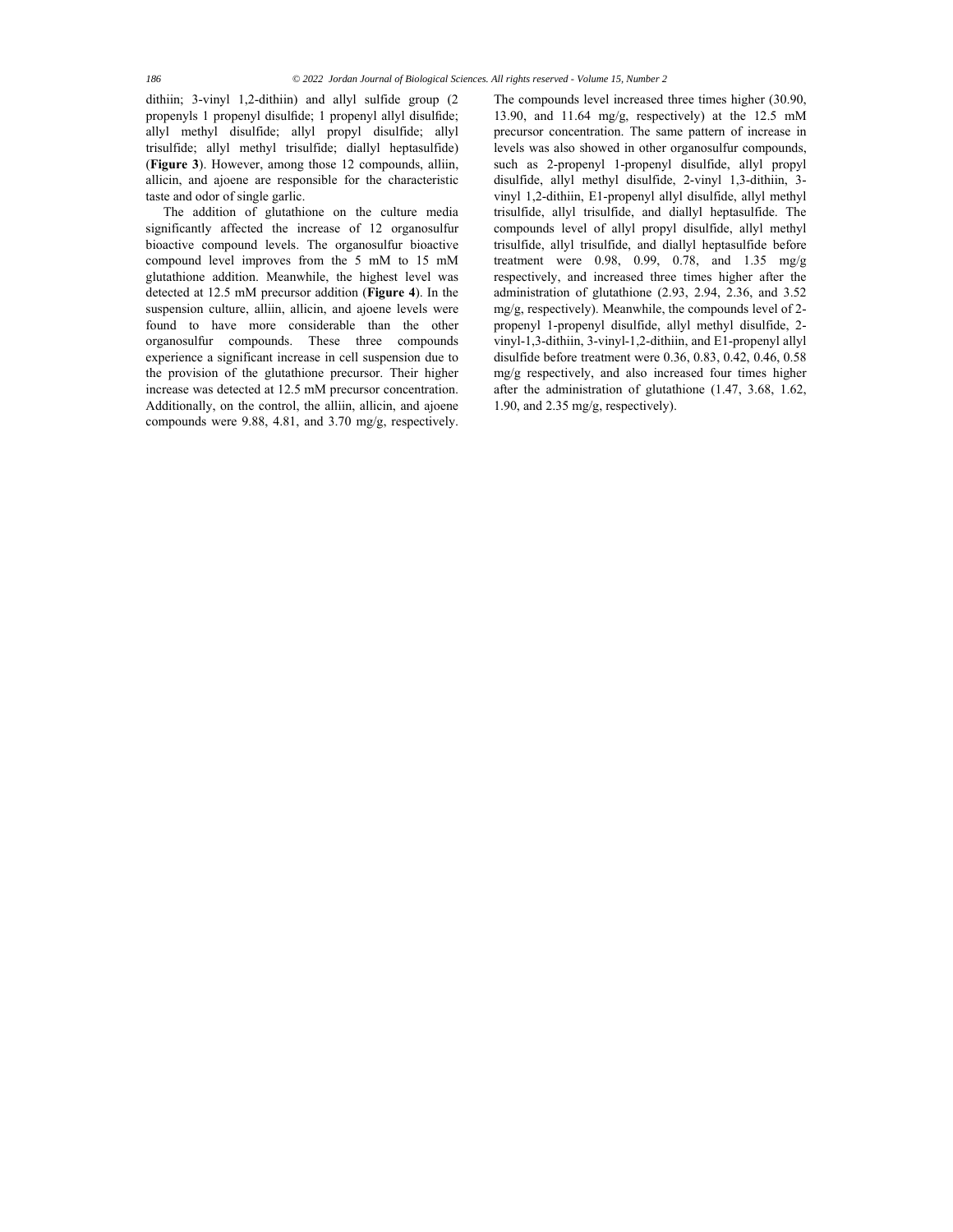dithiin; 3-vinyl 1,2-dithiin) and allyl sulfide group (2 propenyls 1 propenyl disulfide; 1 propenyl allyl disulfide; allyl methyl disulfide; allyl propyl disulfide; allyl trisulfide; allyl methyl trisulfide; diallyl heptasulfide) (**Figure 3**). However, among those 12 compounds, alliin, allicin, and ajoene are responsible for the characteristic taste and odor of single garlic.

The addition of glutathione on the culture media significantly affected the increase of 12 organosulfur bioactive compound levels. The organosulfur bioactive compound level improves from the 5 mM to 15 mM glutathione addition. Meanwhile, the highest level was detected at 12.5 mM precursor addition (**Figure 4**). In the suspension culture, alliin, allicin, and ajoene levels were found to have more considerable than the other organosulfur compounds. These three compounds experience a significant increase in cell suspension due to the provision of the glutathione precursor. Their higher increase was detected at 12.5 mM precursor concentration. Additionally, on the control, the alliin, allicin, and ajoene compounds were 9.88, 4.81, and 3.70 mg/g, respectively. The compounds level increased three times higher (30.90, 13.90, and 11.64 mg/g, respectively) at the 12.5 mM precursor concentration. The same pattern of increase in levels was also showed in other organosulfur compounds, such as 2-propenyl 1-propenyl disulfide, allyl propyl disulfide, allyl methyl disulfide, 2-vinyl 1,3-dithiin, 3-vinyl 1,2-dithiin, E1-propenyl allyl disulfide, allyl methyl trisulfide, allyl trisulfide, and diallyl heptasulfide. The compounds level of allyl propyl disulfide, allyl methyl trisulfide, allyl trisulfide, and diallyl heptasulfide before treatment were 0.98, 0.99, 0.78, and 1.35 mg/g respectively, and increased three times higher after the administration of glutathione (2.93, 2.94, 2.36, and 3.52 mg/g, respectively). Meanwhile, the compounds level of 2-propenyl 1-propenyl disulfide, allyl methyl disulfide, 2-vinyl-1,3-dithiin, 3-vinyl-1,2-dithiin, and E1-propenyl allyl disulfide before treatment were 0.36, 0.83, 0.42, 0.46, 0.58 mg/g respectively, and also increased four times higher after the administration of glutathione (1.47, 3.68, 1.62, 1.90, and 2.35 mg/g, respectively).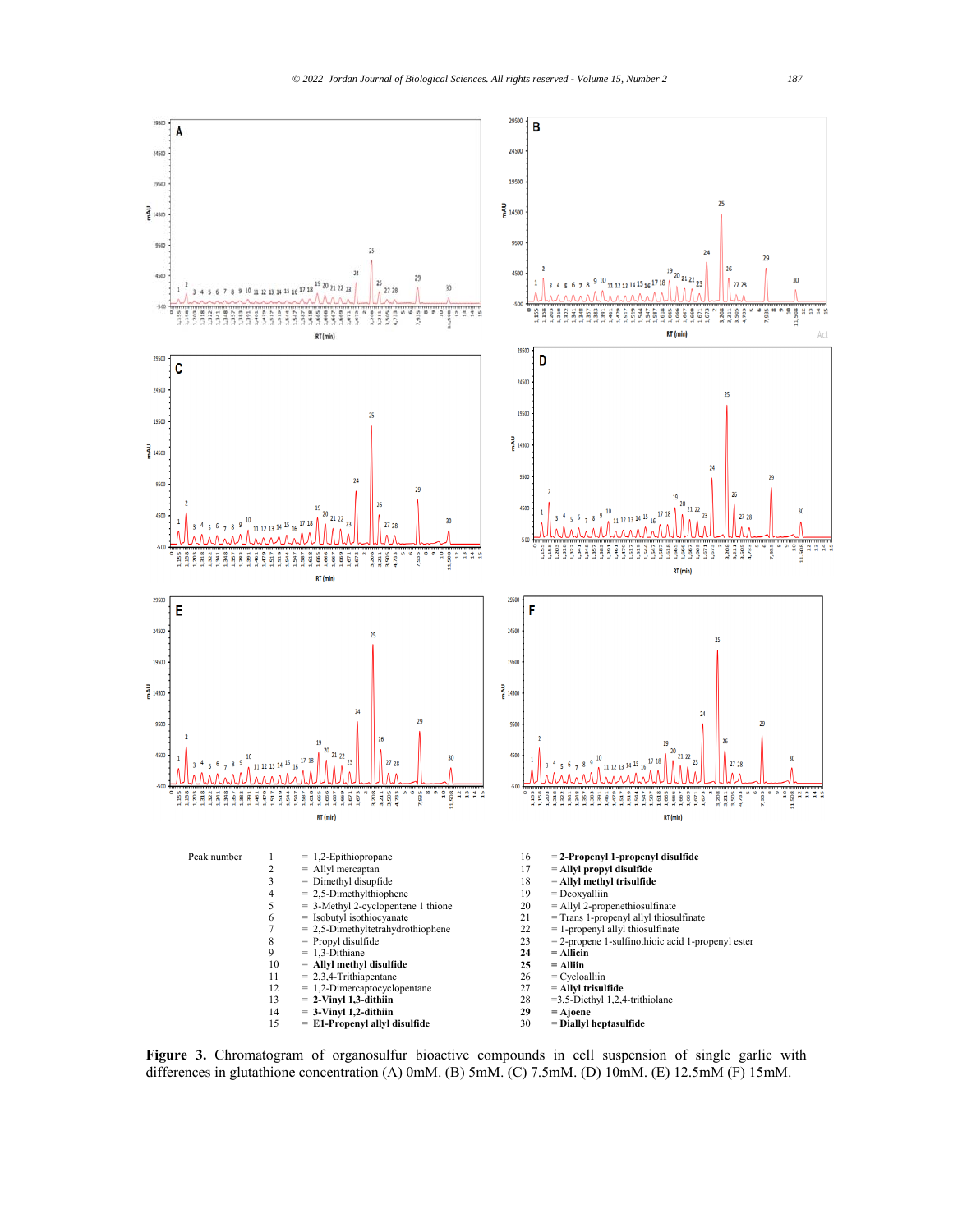Peak number

| | | | |
|---|---|---|---|
| 1 | = 1,2-Epithiopropane | 16 | = **2-Propenyl 1-propenyl disulfide** |
| 2 | = Allyl mercaptan | 17 | = **Allyl propyl disulfide** |
| 3 | = Dimethyl disupfide | 18 | = **Allyl methyl trisulfide** |
| 4 | = 2,5-Dimethylthiophene | 19 | = Deoxyalliin |
| 5 | = 3-Methyl 2-cyclopentene 1 thione | 20 | = Allyl 2-propenethiosulfinate |
| 6 | = Isobutyl isothiocyanate | 21 | = Trans 1-propenyl allyl thiosulfinate |
| 7 | = 2,5-Dimethyltetrahydrothiophene | 22 | = 1-propenyl allyl thiosulfinate |
| 8 | = Propyl disulfide | 23 | = 2-propene 1-sulfinothioic acid 1-propenyl ester |
| 9 | = 1,3-Dithiane | 24 | = **Allicin** |
| 10 | = **Allyl methyl disulfide** | 25 | = **Alliin** |
| 11 | = 2,3,4-Trithiapentane | 26 | = Cycloalliin |
| 12 | = 1,2-Dimercaptocyclopentane | 27 | = **Allyl trisulfide** |
| 13 | = **2-Vinyl 1,3-dithiin** | 28 | =3,5-Diethyl 1,2,4-trithiolane |
| 14 | = **3-Vinyl 1,2-dithiin** | 29 | = **Ajoene** |
| 15 | = **E1-Propenyl allyl disulfide** | 30 | = **Diallyl heptasulfide** |

**Figure 3.** Chromatogram of organosulfur bioactive compounds in cell suspension of single garlic with differences in glutathione concentration (A) 0mM. (B) 5mM. (C) 7.5mM. (D) 10mM. (E) 12.5mM (F) 15mM.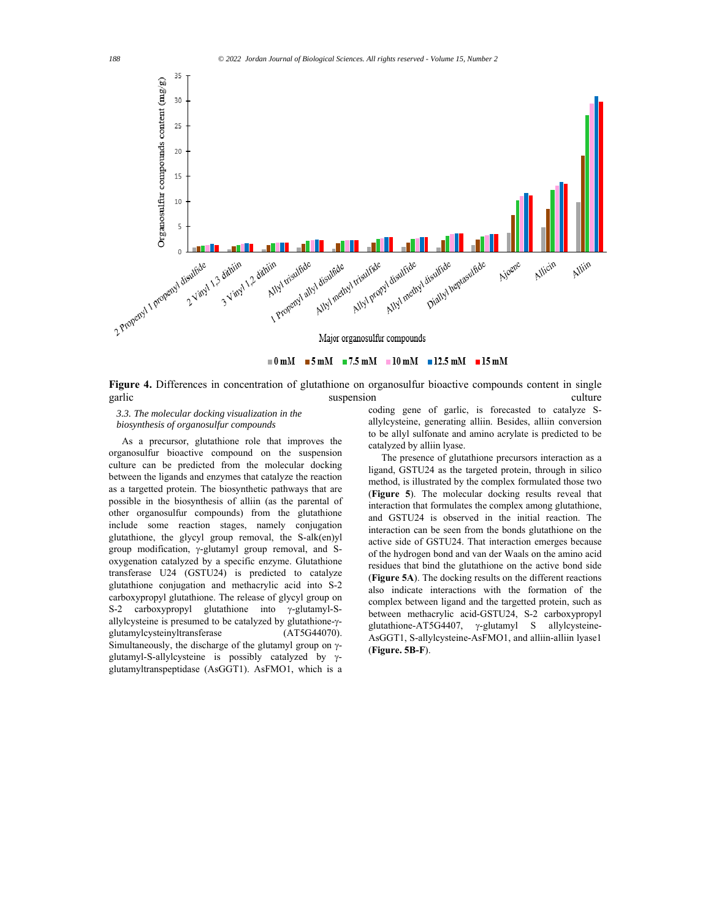**Figure 4.** Differences in concentration of glutathione on organosulfur bioactive compounds content in single garlic suspension culture

### *3.3. The molecular docking visualization in the biosynthesis of organosulfur compounds*

As a precursor, glutathione role that improves the organosulfur bioactive compound on the suspension culture can be predicted from the molecular docking between the ligands and enzymes that catalyze the reaction as a targetted protein. The biosynthetic pathways that are possible in the biosynthesis of alliin (as the parental of other organosulfur compounds) from the glutathione include some reaction stages, namely conjugation glutathione, the glycyl group removal, the S-alk(en)yl group modification, γ-glutamyl group removal, and S-oxygenation catalyzed by a specific enzyme. Glutathione transferase U24 (GSTU24) is predicted to catalyze glutathione conjugation and methacrylic acid into S-2 carboxypropyl glutathione. The release of glycyl group on S-2 carboxypropyl glutathione into γ-glutamyl-S-allylcysteine is presumed to be catalyzed by glutathione-γ-glutamylcysteinyltransferase (AT5G44070). Simultaneously, the discharge of the glutamyl group on γ-glutamyl-S-allylcysteine is possibly catalyzed by γ-glutamyltranspeptidase (AsGGT1). AsFMO1, which is a coding gene of garlic, is forecasted to catalyze S-allylcysteine, generating alliin. Besides, alliin conversion to be allyl sulfonate and amino acrylate is predicted to be catalyzed by alliin lyase.

The presence of glutathione precursors interaction as a ligand, GSTU24 as the targeted protein, through in silico method, is illustrated by the complex formulated those two (**Figure 5**). The molecular docking results reveal that interaction that formulates the complex among glutathione, and GSTU24 is observed in the initial reaction. The interaction can be seen from the bonds glutathione on the active side of GSTU24. That interaction emerges because of the hydrogen bond and van der Waals on the amino acid residues that bind the glutathione on the active bond side (**Figure 5A**). The docking results on the different reactions also indicate interactions with the formation of the complex between ligand and the targetted protein, such as between methacrylic acid-GSTU24, S-2 carboxypropyl glutathione-AT5G4407, γ-glutamyl S allylcysteine-AsGGT1, S-allylcysteine-AsFMO1, and alliin-alliin lyase1 (**Figure. 5B-F**).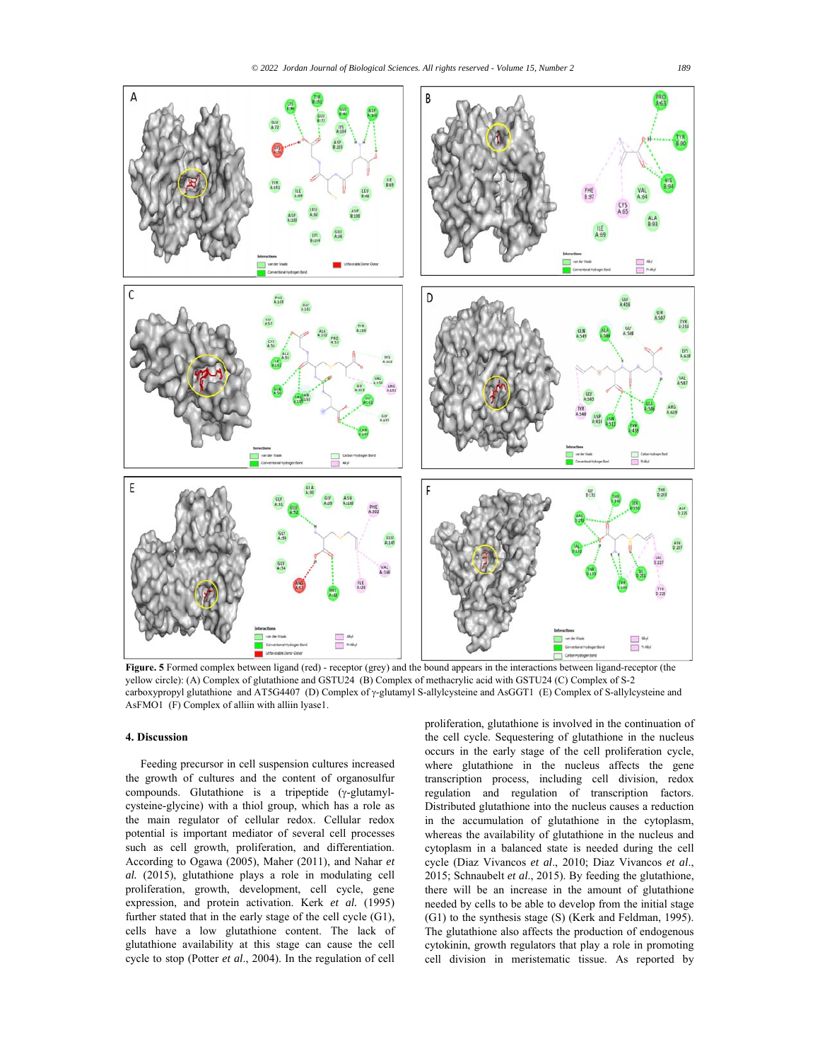**Figure. 5** Formed complex between ligand (red) - receptor (grey) and the bound appears in the interactions between ligand-receptor (the yellow circle): (A) Complex of glutathione and GSTU24 (B) Complex of methacrylic acid with GSTU24 (C) Complex of S-2 carboxypropyl glutathione and AT5G4407 (D) Complex of γ-glutamyl S-allylcysteine and AsGGT1 (E) Complex of S-allylcysteine and AsFMO1 (F) Complex of alliin with alliin lyase1.

## 4. Discussion

Feeding precursor in cell suspension cultures increased the growth of cultures and the content of organosulfur compounds. Glutathione is a tripeptide (γ-glutamyl-cysteine-glycine) with a thiol group, which has a role as the main regulator of cellular redox. Cellular redox potential is important mediator of several cell processes such as cell growth, proliferation, and differentiation. According to Ogawa (2005), Maher (2011), and Nahar *et al.* (2015), glutathione plays a role in modulating cell proliferation, growth, development, cell cycle, gene expression, and protein activation. Kerk *et al.* (1995) further stated that in the early stage of the cell cycle (G1), cells have a low glutathione content. The lack of glutathione availability at this stage can cause the cell cycle to stop (Potter *et al*., 2004). In the regulation of cell proliferation, glutathione is involved in the continuation of the cell cycle. Sequestering of glutathione in the nucleus occurs in the early stage of the cell proliferation cycle, where glutathione in the nucleus affects the gene transcription process, including cell division, redox regulation and regulation of transcription factors. Distributed glutathione into the nucleus causes a reduction in the accumulation of glutathione in the cytoplasm, whereas the availability of glutathione in the nucleus and cytoplasm in a balanced state is needed during the cell cycle (Diaz Vivancos *et al*., 2010; Diaz Vivancos *et al*., 2015; Schnaubelt *et al*., 2015). By feeding the glutathione, there will be an increase in the amount of glutathione needed by cells to be able to develop from the initial stage (G1) to the synthesis stage (S) (Kerk and Feldman, 1995). The glutathione also affects the production of endogenous cytokinin, growth regulators that play a role in promoting cell division in meristematic tissue. As reported by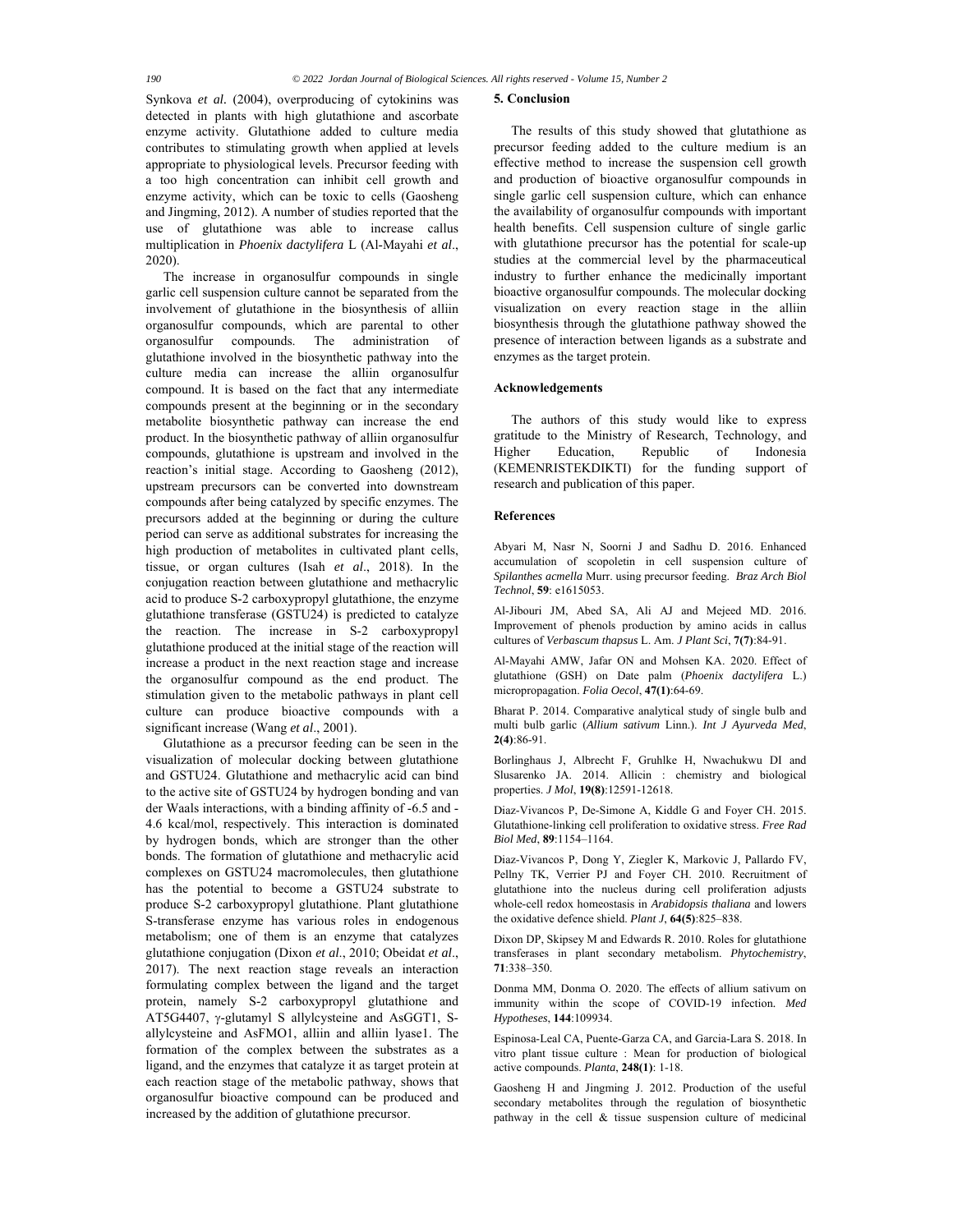Synkova *et al.* (2004), overproducing of cytokinins was detected in plants with high glutathione and ascorbate enzyme activity. Glutathione added to culture media contributes to stimulating growth when applied at levels appropriate to physiological levels. Precursor feeding with a too high concentration can inhibit cell growth and enzyme activity, which can be toxic to cells (Gaosheng and Jingming, 2012). A number of studies reported that the use of glutathione was able to increase callus multiplication in *Phoenix dactylifera* L (Al-Mayahi *et al*., 2020).

The increase in organosulfur compounds in single garlic cell suspension culture cannot be separated from the involvement of glutathione in the biosynthesis of alliin organosulfur compounds, which are parental to other organosulfur compounds. The administration of glutathione involved in the biosynthetic pathway into the culture media can increase the alliin organosulfur compound. It is based on the fact that any intermediate compounds present at the beginning or in the secondary metabolite biosynthetic pathway can increase the end product. In the biosynthetic pathway of alliin organosulfur compounds, glutathione is upstream and involved in the reaction's initial stage. According to Gaosheng (2012), upstream precursors can be converted into downstream compounds after being catalyzed by specific enzymes. The precursors added at the beginning or during the culture period can serve as additional substrates for increasing the high production of metabolites in cultivated plant cells, tissue, or organ cultures (Isah *et al*., 2018). In the conjugation reaction between glutathione and methacrylic acid to produce S-2 carboxypropyl glutathione, the enzyme glutathione transferase (GSTU24) is predicted to catalyze the reaction. The increase in S-2 carboxypropyl glutathione produced at the initial stage of the reaction will increase a product in the next reaction stage and increase the organosulfur compound as the end product. The stimulation given to the metabolic pathways in plant cell culture can produce bioactive compounds with a significant increase (Wang *et al*., 2001).

Glutathione as a precursor feeding can be seen in the visualization of molecular docking between glutathione and GSTU24. Glutathione and methacrylic acid can bind to the active site of GSTU24 by hydrogen bonding and van der Waals interactions, with a binding affinity of -6.5 and -4.6 kcal/mol, respectively. This interaction is dominated by hydrogen bonds, which are stronger than the other bonds. The formation of glutathione and methacrylic acid complexes on GSTU24 macromolecules, then glutathione has the potential to become a GSTU24 substrate to produce S-2 carboxypropyl glutathione. Plant glutathione S-transferase enzyme has various roles in endogenous metabolism; one of them is an enzyme that catalyzes glutathione conjugation (Dixon *et al*., 2010; Obeidat *et al*., 2017). The next reaction stage reveals an interaction formulating complex between the ligand and the target protein, namely S-2 carboxypropyl glutathione and AT5G4407, γ-glutamyl S allylcysteine and AsGGT1, S-allylcysteine and AsFMO1, alliin and alliin lyase1. The formation of the complex between the substrates as a ligand, and the enzymes that catalyze it as target protein at each reaction stage of the metabolic pathway, shows that organosulfur bioactive compound can be produced and increased by the addition of glutathione precursor.

## 5. Conclusion

The results of this study showed that glutathione as precursor feeding added to the culture medium is an effective method to increase the suspension cell growth and production of bioactive organosulfur compounds in single garlic cell suspension culture, which can enhance the availability of organosulfur compounds with important health benefits. Cell suspension culture of single garlic with glutathione precursor has the potential for scale-up studies at the commercial level by the pharmaceutical industry to further enhance the medicinally important bioactive organosulfur compounds. The molecular docking visualization on every reaction stage in the alliin biosynthesis through the glutathione pathway showed the presence of interaction between ligands as a substrate and enzymes as the target protein.

## Acknowledgements

The authors of this study would like to express gratitude to the Ministry of Research, Technology, and Higher Education, Republic of Indonesia (KEMENRISTEKDIKTI) for the funding support of research and publication of this paper.

## References

Abyari M, Nasr N, Soorni J and Sadhu D. 2016. Enhanced accumulation of scopoletin in cell suspension culture of *Spilanthes acmella* Murr. using precursor feeding. *Braz Arch Biol Technol*, **59**: e1615053.

Al-Jibouri JM, Abed SA, Ali AJ and Mejeed MD. 2016. Improvement of phenols production by amino acids in callus cultures of *Verbascum thapsus* L. Am. *J Plant Sci*, **7(7)**:84-91.

Al-Mayahi AMW, Jafar ON and Mohsen KA. 2020. Effect of glutathione (GSH) on Date palm (*Phoenix dactylifera* L.) micropropagation. *Folia Oecol*, **47(1)**:64-69.

Bharat P. 2014. Comparative analytical study of single bulb and multi bulb garlic (*Allium sativum* Linn.). *Int J Ayurveda Med*, **2(4)**:86-91.

Borlinghaus J, Albrecht F, Gruhlke H, Nwachukwu DI and Slusarenko JA. 2014. Allicin : chemistry and biological properties. *J Mol*, **19(8)**:12591-12618.

Diaz-Vivancos P, De-Simone A, Kiddle G and Foyer CH. 2015. Glutathione-linking cell proliferation to oxidative stress. *Free Rad Biol Med*, **89**:1154–1164.

Diaz-Vivancos P, Dong Y, Ziegler K, Markovic J, Pallardo FV, Pellny TK, Verrier PJ and Foyer CH. 2010. Recruitment of glutathione into the nucleus during cell proliferation adjusts whole-cell redox homeostasis in *Arabidopsis thaliana* and lowers the oxidative defence shield. *Plant J*, **64(5)**:825–838.

Dixon DP, Skipsey M and Edwards R. 2010. Roles for glutathione transferases in plant secondary metabolism. *Phytochemistry*, **71**:338–350.

Donma MM, Donma O. 2020. The effects of allium sativum on immunity within the scope of COVID-19 infection. *Med Hypotheses*, **144**:109934.

Espinosa-Leal CA, Puente-Garza CA, and Garcia-Lara S. 2018. In vitro plant tissue culture : Mean for production of biological active compounds. *Planta*, **248(1)**: 1-18.

Gaosheng H and Jingming J. 2012. Production of the useful secondary metabolites through the regulation of biosynthetic pathway in the cell & tissue suspension culture of medicinal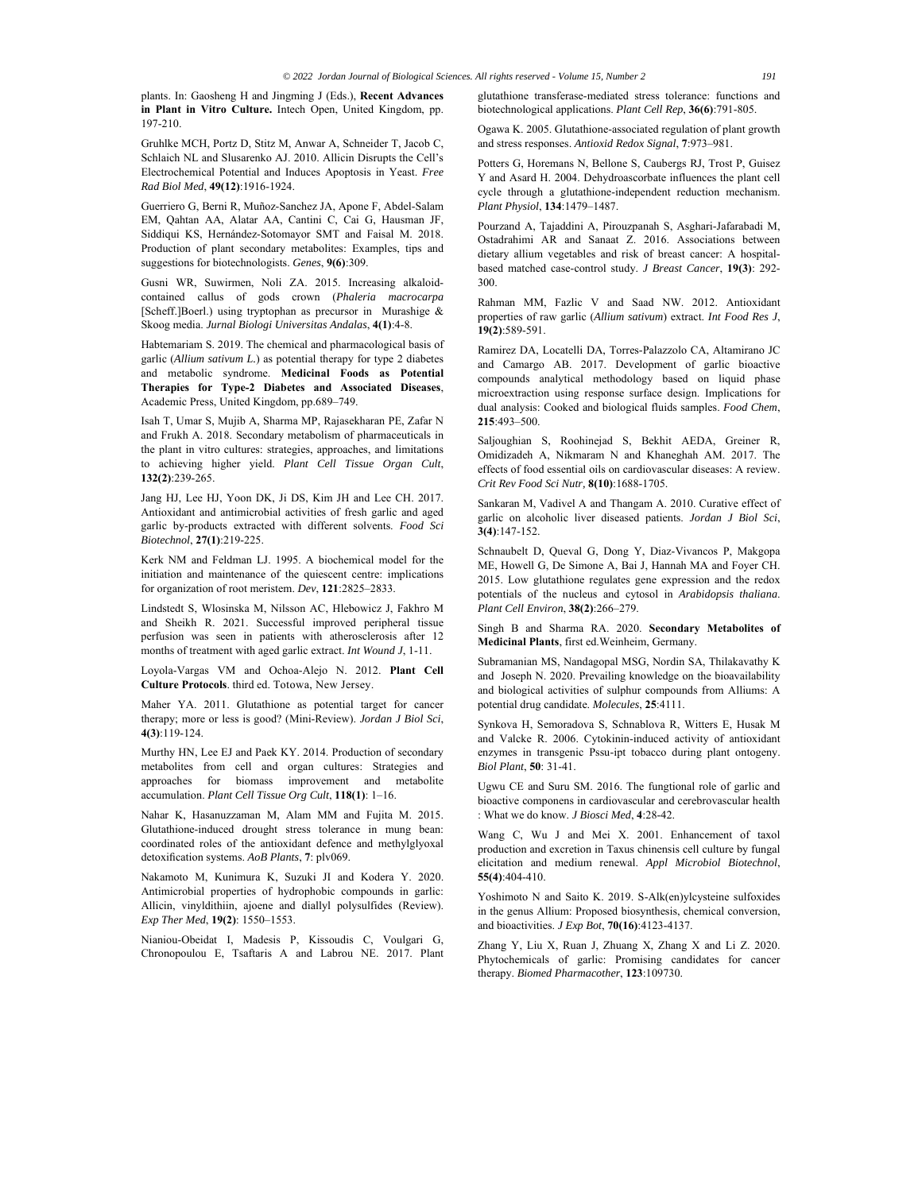plants. In: Gaosheng H and Jingming J (Eds.), **Recent Advances in Plant in Vitro Culture.** Intech Open, United Kingdom, pp. 197-210.

Gruhlke MCH, Portz D, Stitz M, Anwar A, Schneider T, Jacob C, Schlaich NL and Slusarenko AJ. 2010. Allicin Disrupts the Cell's Electrochemical Potential and Induces Apoptosis in Yeast. *Free Rad Biol Med*, **49(12)**:1916-1924.

Guerriero G, Berni R, Muñoz-Sanchez JA, Apone F, Abdel-Salam EM, Qahtan AA, Alatar AA, Cantini C, Cai G, Hausman JF, Siddiqui KS, Hernández-Sotomayor SMT and Faisal M. 2018. Production of plant secondary metabolites: Examples, tips and suggestions for biotechnologists. *Genes*, **9(6)**:309.

Gusni WR, Suwirmen, Noli ZA. 2015. Increasing alkaloid-contained callus of gods crown (*Phaleria macrocarpa* [Scheff.]Boerl.) using tryptophan as precursor in Murashige & Skoog media. *Jurnal Biologi Universitas Andalas*, **4(1)**:4-8.

Habtemariam S. 2019. The chemical and pharmacological basis of garlic (*Allium sativum L.*) as potential therapy for type 2 diabetes and metabolic syndrome. **Medicinal Foods as Potential Therapies for Type-2 Diabetes and Associated Diseases**, Academic Press, United Kingdom, pp.689–749.

Isah T, Umar S, Mujib A, Sharma MP, Rajasekharan PE, Zafar N and Frukh A. 2018. Secondary metabolism of pharmaceuticals in the plant in vitro cultures: strategies, approaches, and limitations to achieving higher yield. *Plant Cell Tissue Organ Cult*, **132(2)**:239-265.

Jang HJ, Lee HJ, Yoon DK, Ji DS, Kim JH and Lee CH. 2017. Antioxidant and antimicrobial activities of fresh garlic and aged garlic by-products extracted with different solvents. *Food Sci Biotechnol*, **27(1)**:219-225.

Kerk NM and Feldman LJ. 1995. A biochemical model for the initiation and maintenance of the quiescent centre: implications for organization of root meristem. *Dev*, **121**:2825–2833.

Lindstedt S, Wlosinska M, Nilsson AC, Hlebowicz J, Fakhro M and Sheikh R. 2021. Successful improved peripheral tissue perfusion was seen in patients with atherosclerosis after 12 months of treatment with aged garlic extract. *Int Wound J*, 1-11.

Loyola-Vargas VM and Ochoa-Alejo N. 2012. **Plant Cell Culture Protocols**. third ed. Totowa, New Jersey.

Maher YA. 2011. Glutathione as potential target for cancer therapy; more or less is good? (Mini-Review). *Jordan J Biol Sci*, **4(3)**:119-124.

Murthy HN, Lee EJ and Paek KY. 2014. Production of secondary metabolites from cell and organ cultures: Strategies and approaches for biomass improvement and metabolite accumulation. *Plant Cell Tissue Org Cult*, **118(1)**: 1–16.

Nahar K, Hasanuzzaman M, Alam MM and Fujita M. 2015. Glutathione-induced drought stress tolerance in mung bean: coordinated roles of the antioxidant defence and methylglyoxal detoxification systems. *AoB Plants*, **7**: plv069.

Nakamoto M, Kunimura K, Suzuki JI and Kodera Y. 2020. Antimicrobial properties of hydrophobic compounds in garlic: Allicin, vinyldithiin, ajoene and diallyl polysulfides (Review). *Exp Ther Med*, **19(2)**: 1550–1553.

Nianiou-Obeidat I, Madesis P, Kissoudis C, Voulgari G, Chronopoulou E, Tsaftaris A and Labrou NE. 2017. Plant glutathione transferase-mediated stress tolerance: functions and biotechnological applications. *Plant Cell Rep*, **36(6)**:791-805.

Ogawa K. 2005. Glutathione-associated regulation of plant growth and stress responses. *Antioxid Redox Signal*, **7**:973–981.

Potters G, Horemans N, Bellone S, Caubergs RJ, Trost P, Guisez Y and Asard H. 2004. Dehydroascorbate influences the plant cell cycle through a glutathione-independent reduction mechanism. *Plant Physiol*, **134**:1479–1487.

Pourzand A, Tajaddini A, Pirouzpanah S, Asghari-Jafarabadi M, Ostadrahimi AR and Sanaat Z. 2016. Associations between dietary allium vegetables and risk of breast cancer: A hospital-based matched case-control study. *J Breast Cancer*, **19(3)**: 292-300.

Rahman MM, Fazlic V and Saad NW. 2012. Antioxidant properties of raw garlic (*Allium sativum*) extract. *Int Food Res J*, **19(2)**:589-591.

Ramirez DA, Locatelli DA, Torres-Palazzolo CA, Altamirano JC and Camargo AB. 2017. Development of garlic bioactive compounds analytical methodology based on liquid phase microextraction using response surface design. Implications for dual analysis: Cooked and biological fluids samples. *Food Chem*, **215**:493–500.

Saljoughian S, Roohinejad S, Bekhit AEDA, Greiner R, Omidizadeh A, Nikmaram N and Khaneghah AM. 2017. The effects of food essential oils on cardiovascular diseases: A review. *Crit Rev Food Sci Nutr*, **8(10)**:1688-1705.

Sankaran M, Vadivel A and Thangam A. 2010. Curative effect of garlic on alcoholic liver diseased patients. *Jordan J Biol Sci*, **3(4)**:147-152.

Schnaubelt D, Queval G, Dong Y, Diaz-Vivancos P, Makgopa ME, Howell G, De Simone A, Bai J, Hannah MA and Foyer CH. 2015. Low glutathione regulates gene expression and the redox potentials of the nucleus and cytosol in *Arabidopsis thaliana*. *Plant Cell Environ*, **38(2)**:266–279.

Singh B and Sharma RA. 2020. **Secondary Metabolites of Medicinal Plants**, first ed.Weinheim, Germany.

Subramanian MS, Nandagopal MSG, Nordin SA, Thilakavathy K and Joseph N. 2020. Prevailing knowledge on the bioavailability and biological activities of sulphur compounds from Alliums: A potential drug candidate. *Molecules*, **25**:4111.

Synkova H, Semoradova S, Schnablova R, Witters E, Husak M and Valcke R. 2006. Cytokinin-induced activity of antioxidant enzymes in transgenic Pssu-ipt tobacco during plant ontogeny. *Biol Plant*, **50**: 31-41.

Ugwu CE and Suru SM. 2016. The fungtional role of garlic and bioactive componens in cardiovascular and cerebrovascular health : What we do know. *J Biosci Med*, **4**:28-42.

Wang C, Wu J and Mei X. 2001. Enhancement of taxol production and excretion in Taxus chinensis cell culture by fungal elicitation and medium renewal. *Appl Microbiol Biotechnol*, **55(4)**:404-410.

Yoshimoto N and Saito K. 2019. S-Alk(en)ylcysteine sulfoxides in the genus Allium: Proposed biosynthesis, chemical conversion, and bioactivities. *J Exp Bot*, **70(16)**:4123-4137.

Zhang Y, Liu X, Ruan J, Zhuang X, Zhang X and Li Z. 2020. Phytochemicals of garlic: Promising candidates for cancer therapy. *Biomed Pharmacother*, **123**:109730.